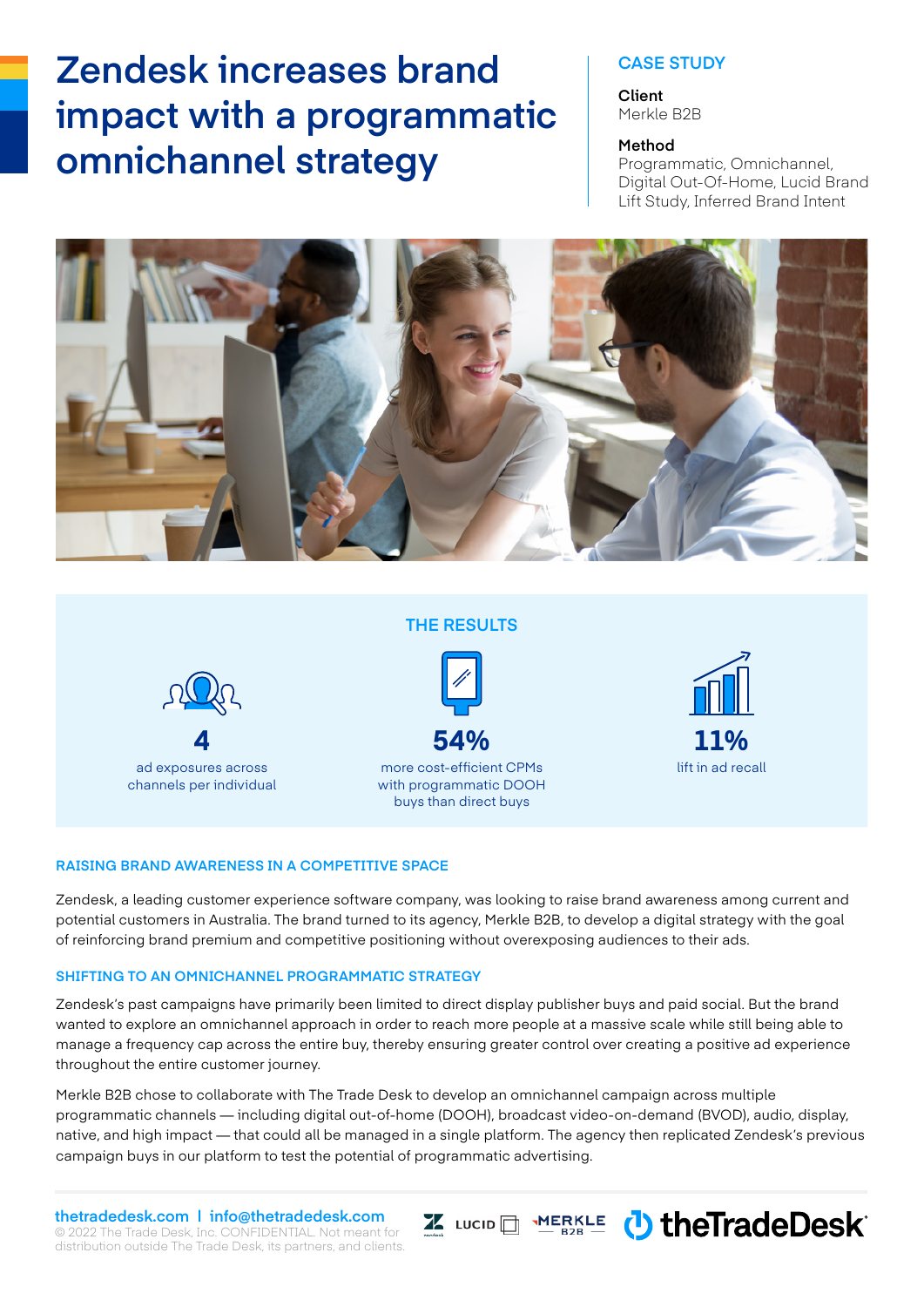# Zendesk increases brand impact with a programmatic omnichannel strategy

**CASE STUDY**

**Client**
Merkle B2B

**Method**
Programmatic, Omnichannel, Digital Out-Of-Home, Lucid Brand Lift Study, Inferred Brand Intent

## THE RESULTS

**4**
ad exposures across channels per individual

**54%**
more cost-efficient CPMs with programmatic DOOH buys than direct buys

**11%**
lift in ad recall

### RAISING BRAND AWARENESS IN A COMPETITIVE SPACE

Zendesk, a leading customer experience software company, was looking to raise brand awareness among current and potential customers in Australia. The brand turned to its agency, Merkle B2B, to develop a digital strategy with the goal of reinforcing brand premium and competitive positioning without overexposing audiences to their ads.

### SHIFTING TO AN OMNICHANNEL PROGRAMMATIC STRATEGY

Zendesk's past campaigns have primarily been limited to direct display publisher buys and paid social. But the brand wanted to explore an omnichannel approach in order to reach more people at a massive scale while still being able to manage a frequency cap across the entire buy, thereby ensuring greater control over creating a positive ad experience throughout the entire customer journey.

Merkle B2B chose to collaborate with The Trade Desk to develop an omnichannel campaign across multiple programmatic channels — including digital out-of-home (DOOH), broadcast video-on-demand (BVOD), audio, display, native, and high impact — that could all be managed in a single platform. The agency then replicated Zendesk's previous campaign buys in our platform to test the potential of programmatic advertising.

thetradedesk.com | info@thetradedesk.com
© 2022 The Trade Desk, Inc. CONFIDENTIAL. Not meant for distribution outside The Trade Desk, its partners, and clients.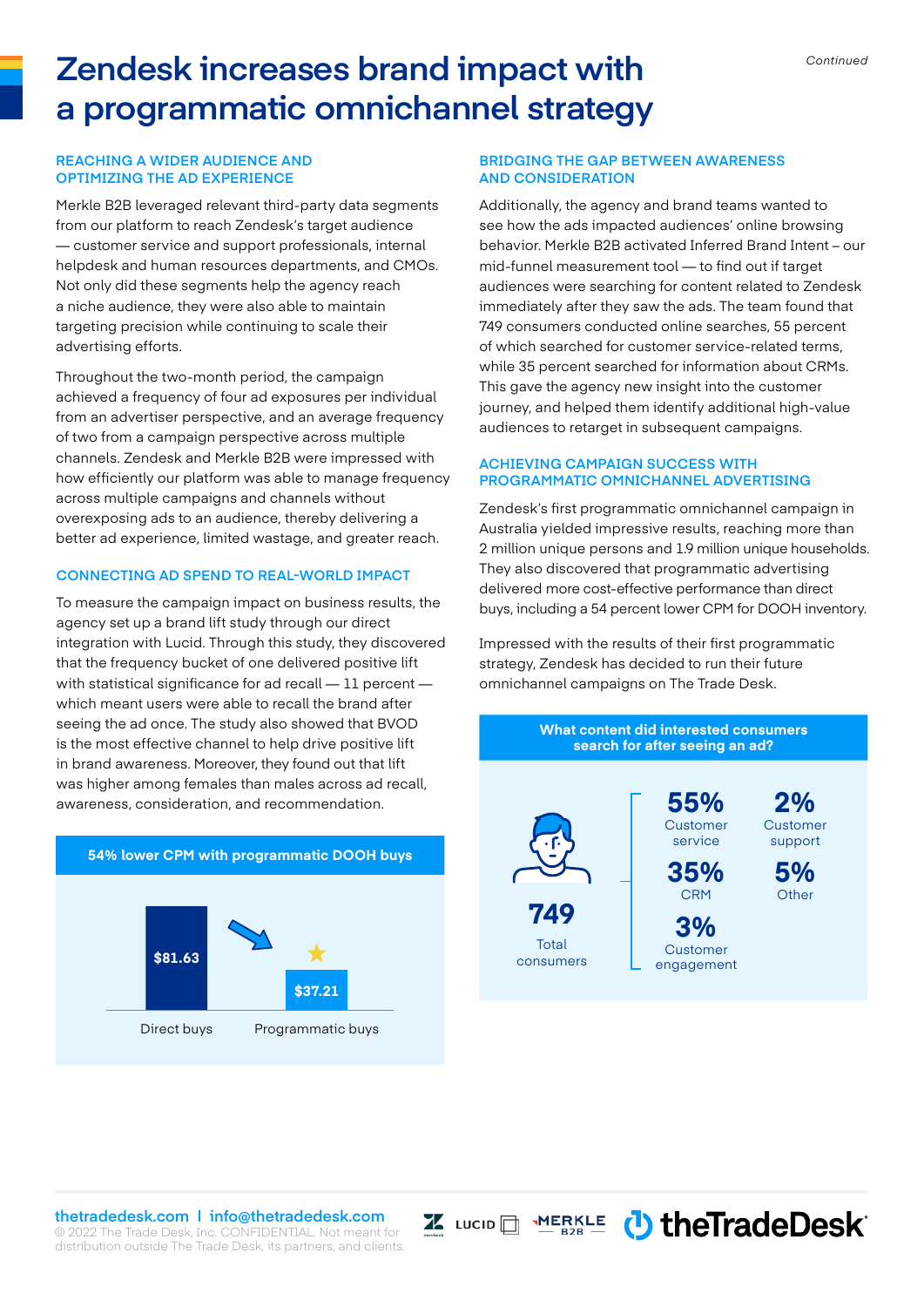# Zendesk increases brand impact with a programmatic omnichannel strategy

*Continued*

### REACHING A WIDER AUDIENCE AND OPTIMIZING THE AD EXPERIENCE

Merkle B2B leveraged relevant third-party data segments from our platform to reach Zendesk's target audience — customer service and support professionals, internal helpdesk and human resources departments, and CMOs. Not only did these segments help the agency reach a niche audience, they were also able to maintain targeting precision while continuing to scale their advertising efforts.

Throughout the two-month period, the campaign achieved a frequency of four ad exposures per individual from an advertiser perspective, and an average frequency of two from a campaign perspective across multiple channels. Zendesk and Merkle B2B were impressed with how efficiently our platform was able to manage frequency across multiple campaigns and channels without overexposing ads to an audience, thereby delivering a better ad experience, limited wastage, and greater reach.

### CONNECTING AD SPEND TO REAL-WORLD IMPACT

To measure the campaign impact on business results, the agency set up a brand lift study through our direct integration with Lucid. Through this study, they discovered that the frequency bucket of one delivered positive lift with statistical significance for ad recall — 11 percent — which meant users were able to recall the brand after seeing the ad once. The study also showed that BVOD is the most effective channel to help drive positive lift in brand awareness. Moreover, they found out that lift was higher among females than males across ad recall, awareness, consideration, and recommendation.

**54% lower CPM with programmatic DOOH buys**

$81.63

Direct buys

$37.21

Programmatic buys

### BRIDGING THE GAP BETWEEN AWARENESS AND CONSIDERATION

Additionally, the agency and brand teams wanted to see how the ads impacted audiences' online browsing behavior. Merkle B2B activated Inferred Brand Intent – our mid-funnel measurement tool — to find out if target audiences were searching for content related to Zendesk immediately after they saw the ads. The team found that 749 consumers conducted online searches, 55 percent of which searched for customer service-related terms, while 35 percent searched for information about CRMs. This gave the agency new insight into the customer journey, and helped them identify additional high-value audiences to retarget in subsequent campaigns.

### ACHIEVING CAMPAIGN SUCCESS WITH PROGRAMMATIC OMNICHANNEL ADVERTISING

Zendesk's first programmatic omnichannel campaign in Australia yielded impressive results, reaching more than 2 million unique persons and 1.9 million unique households. They also discovered that programmatic advertising delivered more cost-effective performance than direct buys, including a 54 percent lower CPM for DOOH inventory.

Impressed with the results of their first programmatic strategy, Zendesk has decided to run their future omnichannel campaigns on The Trade Desk.

**What content did interested consumers search for after seeing an ad?**

749
Total consumers

55%
Customer service

2%
Customer support

35%
CRM

5%
Other

3%
Customer engagement

thetradedesk.com | info@thetradedesk.com
© 2022 The Trade Desk, Inc. CONFIDENTIAL. Not meant for distribution outside The Trade Desk, its partners, and clients.